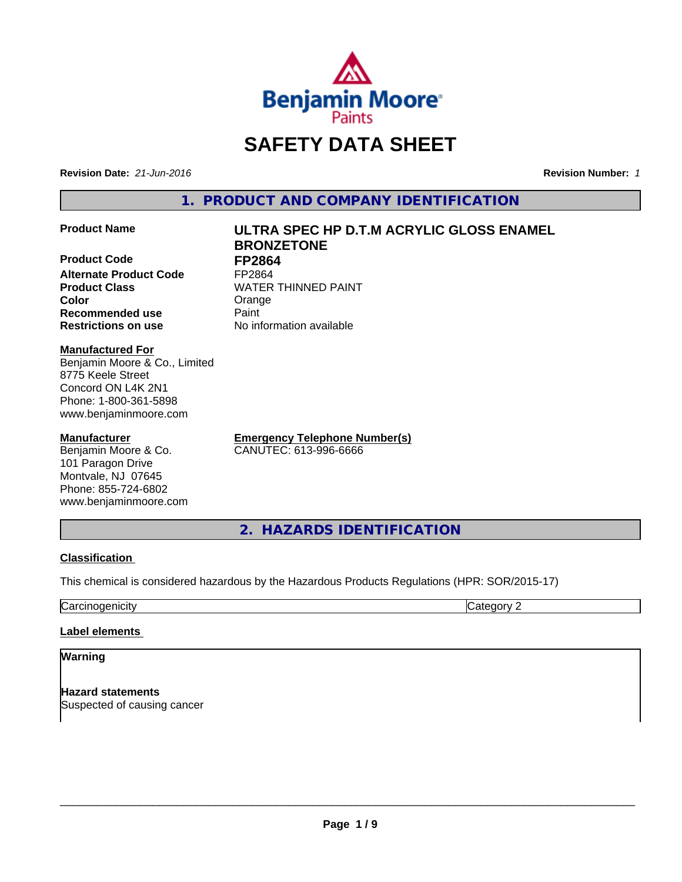Benjamin Moore Paints

# SAFETY DATA SHEET

**Revision Date:** *21-Jun-2016* **Revision Number:** *1*

## 1. PRODUCT AND COMPANY IDENTIFICATION

| | |
|---|---|
| **Product Name** | **ULTRA SPEC HP D.T.M ACRYLIC GLOSS ENAMEL BRONZETONE** |
| **Product Code** | **FP2864** |
| **Alternate Product Code** | FP2864 |
| **Product Class** | WATER THINNED PAINT |
| **Color** | Orange |
| **Recommended use** | Paint |
| **Restrictions on use** | No information available |

**Manufactured For**
Benjamin Moore & Co., Limited
8775 Keele Street
Concord ON L4K 2N1
Phone: 1-800-361-5898
www.benjaminmoore.com

**Manufacturer**
Benjamin Moore & Co.
101 Paragon Drive
Montvale, NJ 07645
Phone: 855-724-6802
www.benjaminmoore.com

**Emergency Telephone Number(s)**
CANUTEC: 613-996-6666

## 2. HAZARDS IDENTIFICATION

**Classification**

This chemical is considered hazardous by the Hazardous Products Regulations (HPR: SOR/2015-17)

| Carcinogenicity | Category 2 |
|---|---|

**Label elements**

**Warning**

**Hazard statements**
Suspected of causing cancer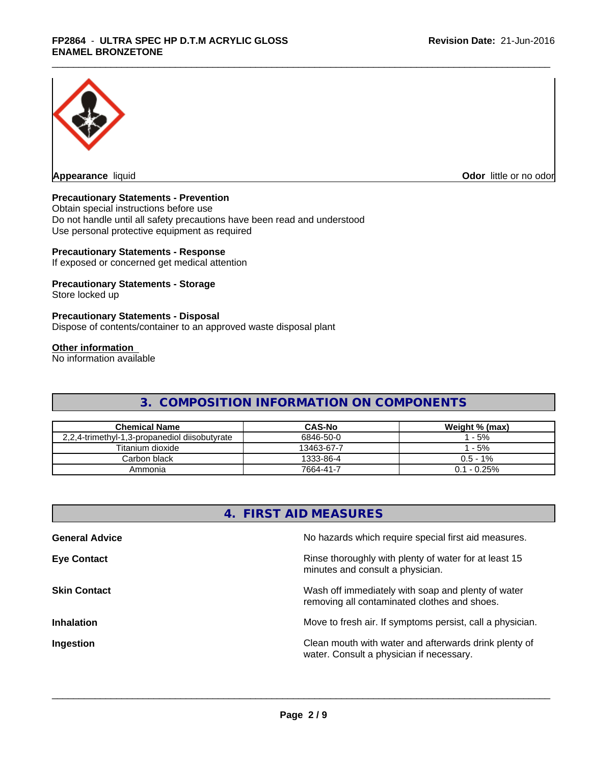**Appearance** liquid

**Odor** little or no odor

**Precautionary Statements - Prevention**
Obtain special instructions before use
Do not handle until all safety precautions have been read and understood
Use personal protective equipment as required

**Precautionary Statements - Response**
If exposed or concerned get medical attention

**Precautionary Statements - Storage**
Store locked up

**Precautionary Statements - Disposal**
Dispose of contents/container to an approved waste disposal plant

**Other information**
No information available

## 3. COMPOSITION INFORMATION ON COMPONENTS

| Chemical Name | CAS-No | Weight % (max) |
|---|---|---|
| 2,2,4-trimethyl-1,3-propanediol diisobutyrate | 6846-50-0 | 1 - 5% |
| Titanium dioxide | 13463-67-7 | 1 - 5% |
| Carbon black | 1333-86-4 | 0.5 - 1% |
| Ammonia | 7664-41-7 | 0.1 - 0.25% |

## 4. FIRST AID MEASURES

**General Advice** No hazards which require special first aid measures.

**Eye Contact** Rinse thoroughly with plenty of water for at least 15 minutes and consult a physician.

**Skin Contact** Wash off immediately with soap and plenty of water removing all contaminated clothes and shoes.

**Inhalation** Move to fresh air. If symptoms persist, call a physician.

**Ingestion** Clean mouth with water and afterwards drink plenty of water. Consult a physician if necessary.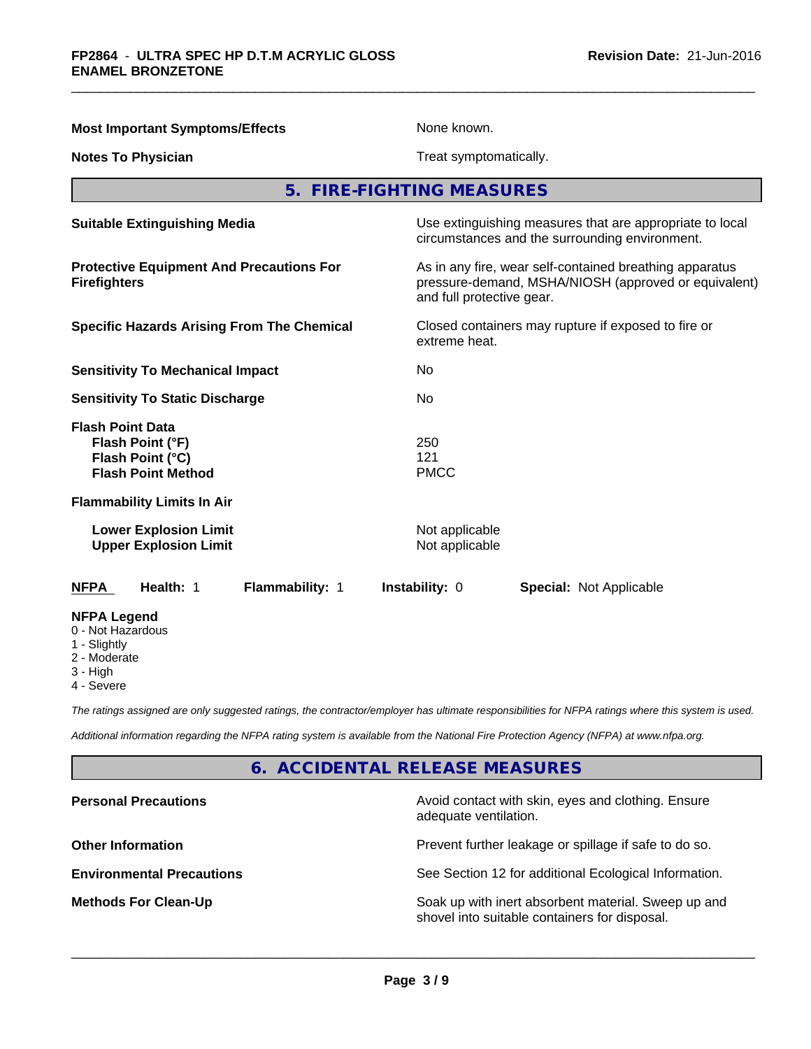| | |
|---|---|
| **Most Important Symptoms/Effects** | None known. |
| **Notes To Physician** | Treat symptomatically. |

## 5. FIRE-FIGHTING MEASURES

| | |
|---|---|
| **Suitable Extinguishing Media** | Use extinguishing measures that are appropriate to local circumstances and the surrounding environment. |
| **Protective Equipment And Precautions For Firefighters** | As in any fire, wear self-contained breathing apparatus pressure-demand, MSHA/NIOSH (approved or equivalent) and full protective gear. |
| **Specific Hazards Arising From The Chemical** | Closed containers may rupture if exposed to fire or extreme heat. |
| **Sensitivity To Mechanical Impact** | No |
| **Sensitivity To Static Discharge** | No |

**Flash Point Data**

| | |
|---|---|
| **Flash Point (°F)** | 250 |
| **Flash Point (°C)** | 121 |
| **Flash Point Method** | PMCC |

**Flammability Limits In Air**

| | |
|---|---|
| **Lower Explosion Limit** | Not applicable |
| **Upper Explosion Limit** | Not applicable |

| NFPA | Health: 1 | Flammability: 1 | Instability: 0 | Special: Not Applicable |
|---|---|---|---|---|

**NFPA Legend**

- 0 - Not Hazardous
- 1 - Slightly
- 2 - Moderate
- 3 - High
- 4 - Severe

*The ratings assigned are only suggested ratings, the contractor/employer has ultimate responsibilities for NFPA ratings where this system is used.*

*Additional information regarding the NFPA rating system is available from the National Fire Protection Agency (NFPA) at www.nfpa.org.*

## 6. ACCIDENTAL RELEASE MEASURES

| | |
|---|---|
| **Personal Precautions** | Avoid contact with skin, eyes and clothing. Ensure adequate ventilation. |
| **Other Information** | Prevent further leakage or spillage if safe to do so. |
| **Environmental Precautions** | See Section 12 for additional Ecological Information. |
| **Methods For Clean-Up** | Soak up with inert absorbent material. Sweep up and shovel into suitable containers for disposal. |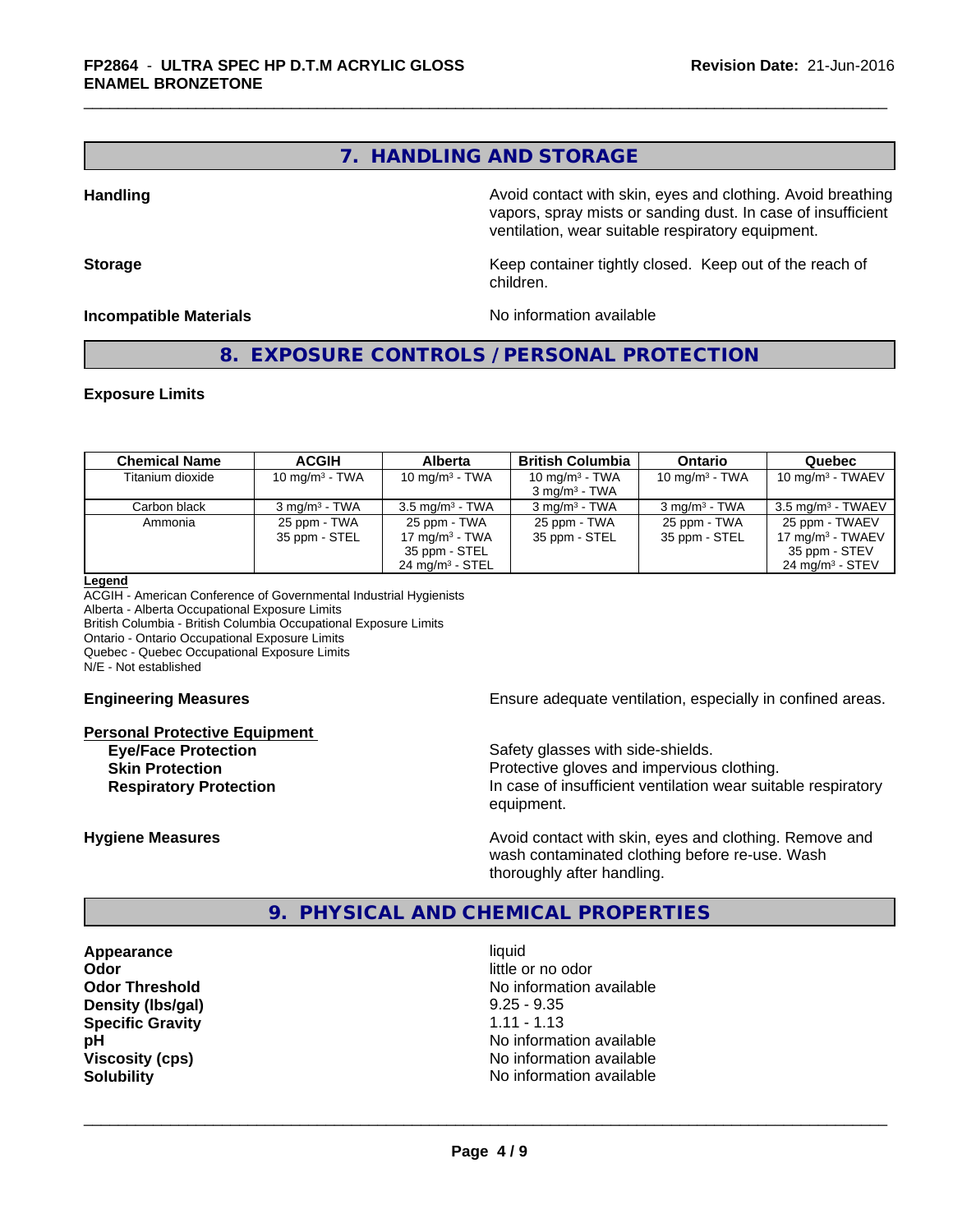## 7. HANDLING AND STORAGE

**Handling**

Avoid contact with skin, eyes and clothing. Avoid breathing vapors, spray mists or sanding dust. In case of insufficient ventilation, wear suitable respiratory equipment.

**Storage**

Keep container tightly closed. Keep out of the reach of children.

**Incompatible Materials**

No information available

## 8. EXPOSURE CONTROLS / PERSONAL PROTECTION

**Exposure Limits**

| Chemical Name | ACGIH | Alberta | British Columbia | Ontario | Quebec |
|---|---|---|---|---|---|
| Titanium dioxide | 10 mg/m³ - TWA | 10 mg/m³ - TWA | 10 mg/m³ - TWA<br>3 mg/m³ - TWA | 10 mg/m³ - TWA | 10 mg/m³ - TWAEV |
| Carbon black | 3 mg/m³ - TWA | 3.5 mg/m³ - TWA | 3 mg/m³ - TWA | 3 mg/m³ - TWA | 3.5 mg/m³ - TWAEV |
| Ammonia | 25 ppm - TWA<br>35 ppm - STEL | 25 ppm - TWA<br>17 mg/m³ - TWA<br>35 ppm - STEL<br>24 mg/m³ - STEL | 25 ppm - TWA<br>35 ppm - STEL | 25 ppm - TWA<br>35 ppm - STEL | 25 ppm - TWAEV<br>17 mg/m³ - TWAEV<br>35 ppm - STEV<br>24 mg/m³ - STEV |

**Legend**

ACGIH - American Conference of Governmental Industrial Hygienists
Alberta - Alberta Occupational Exposure Limits
British Columbia - British Columbia Occupational Exposure Limits
Ontario - Ontario Occupational Exposure Limits
Quebec - Quebec Occupational Exposure Limits
N/E - Not established

**Engineering Measures**

Ensure adequate ventilation, especially in confined areas.

**Personal Protective Equipment**

**Eye/Face Protection**
Safety glasses with side-shields.

**Skin Protection**
Protective gloves and impervious clothing.

**Respiratory Protection**
In case of insufficient ventilation wear suitable respiratory equipment.

**Hygiene Measures**

Avoid contact with skin, eyes and clothing. Remove and wash contaminated clothing before re-use. Wash thoroughly after handling.

## 9. PHYSICAL AND CHEMICAL PROPERTIES

| | |
|---|---|
| **Appearance** | liquid |
| **Odor** | little or no odor |
| **Odor Threshold** | No information available |
| **Density (lbs/gal)** | 9.25 - 9.35 |
| **Specific Gravity** | 1.11 - 1.13 |
| **pH** | No information available |
| **Viscosity (cps)** | No information available |
| **Solubility** | No information available |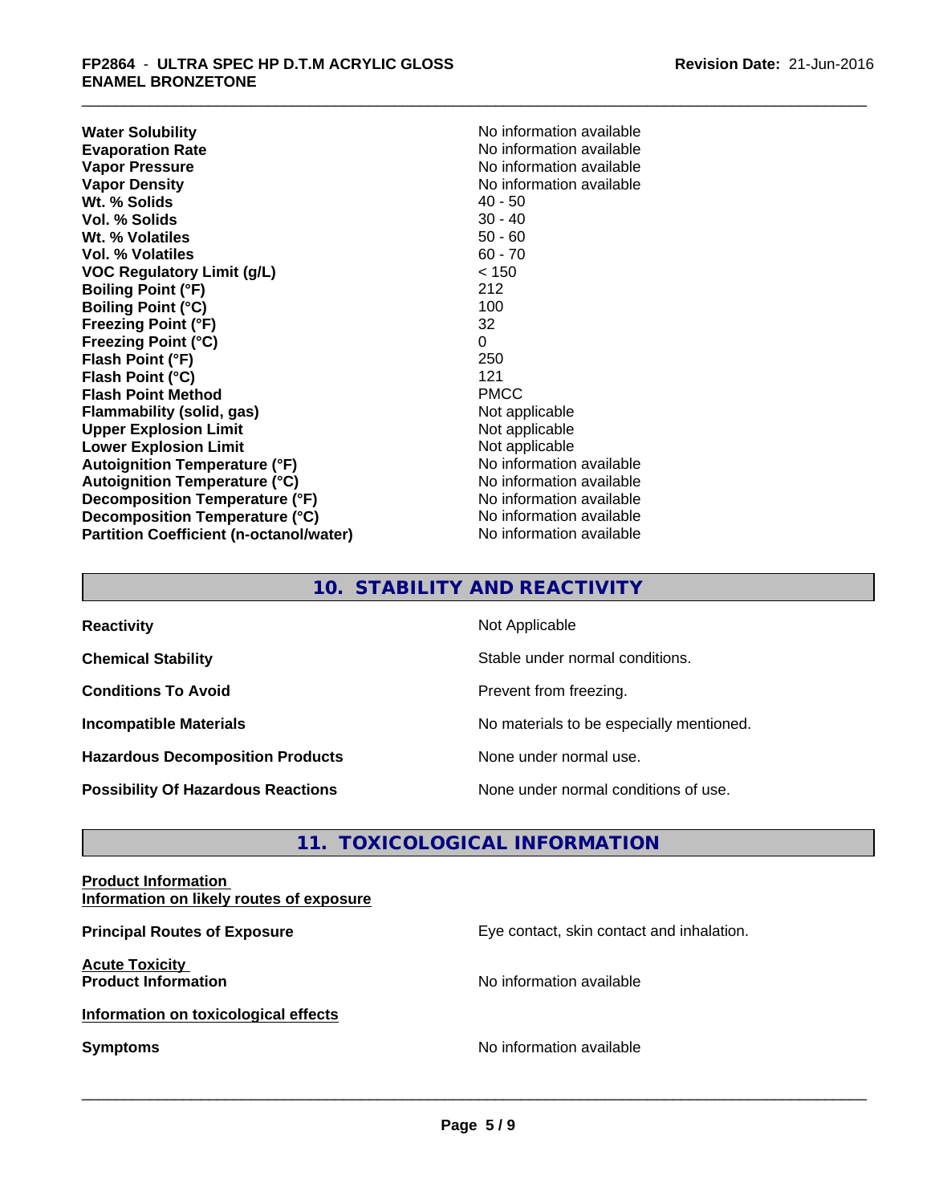| | |
|---|---|
| **Water Solubility** | No information available |
| **Evaporation Rate** | No information available |
| **Vapor Pressure** | No information available |
| **Vapor Density** | No information available |
| **Wt. % Solids** | 40 - 50 |
| **Vol. % Solids** | 30 - 40 |
| **Wt. % Volatiles** | 50 - 60 |
| **Vol. % Volatiles** | 60 - 70 |
| **VOC Regulatory Limit (g/L)** | < 150 |
| **Boiling Point (°F)** | 212 |
| **Boiling Point (°C)** | 100 |
| **Freezing Point (°F)** | 32 |
| **Freezing Point (°C)** | 0 |
| **Flash Point (°F)** | 250 |
| **Flash Point (°C)** | 121 |
| **Flash Point Method** | PMCC |
| **Flammability (solid, gas)** | Not applicable |
| **Upper Explosion Limit** | Not applicable |
| **Lower Explosion Limit** | Not applicable |
| **Autoignition Temperature (°F)** | No information available |
| **Autoignition Temperature (°C)** | No information available |
| **Decomposition Temperature (°F)** | No information available |
| **Decomposition Temperature (°C)** | No information available |
| **Partition Coefficient (n-octanol/water)** | No information available |

## 10. STABILITY AND REACTIVITY

| | |
|---|---|
| **Reactivity** | Not Applicable |
| **Chemical Stability** | Stable under normal conditions. |
| **Conditions To Avoid** | Prevent from freezing. |
| **Incompatible Materials** | No materials to be especially mentioned. |
| **Hazardous Decomposition Products** | None under normal use. |
| **Possibility Of Hazardous Reactions** | None under normal conditions of use. |

## 11. TOXICOLOGICAL INFORMATION

**Product Information**
**Information on likely routes of exposure**

**Principal Routes of Exposure** — Eye contact, skin contact and inhalation.

**Acute Toxicity**
**Product Information** — No information available

**Information on toxicological effects**

**Symptoms** — No information available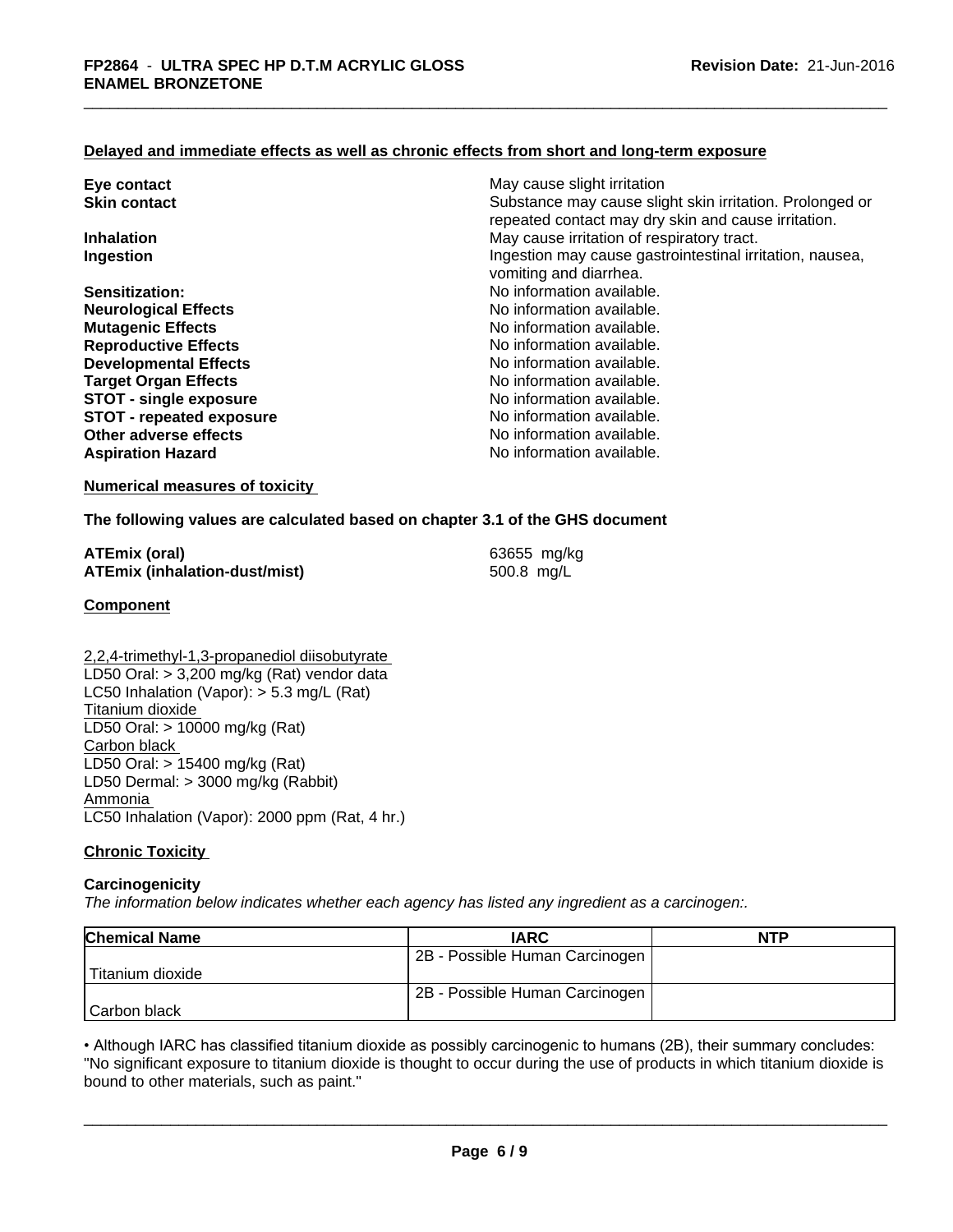### Delayed and immediate effects as well as chronic effects from short and long-term exposure

| | |
|---|---|
| **Eye contact** | May cause slight irritation |
| **Skin contact** | Substance may cause slight skin irritation. Prolonged or repeated contact may dry skin and cause irritation. |
| **Inhalation** | May cause irritation of respiratory tract. |
| **Ingestion** | Ingestion may cause gastrointestinal irritation, nausea, vomiting and diarrhea. |
| **Sensitization:** | No information available. |
| **Neurological Effects** | No information available. |
| **Mutagenic Effects** | No information available. |
| **Reproductive Effects** | No information available. |
| **Developmental Effects** | No information available. |
| **Target Organ Effects** | No information available. |
| **STOT - single exposure** | No information available. |
| **STOT - repeated exposure** | No information available. |
| **Other adverse effects** | No information available. |
| **Aspiration Hazard** | No information available. |

### Numerical measures of toxicity

**The following values are calculated based on chapter 3.1 of the GHS document**

| | |
|---|---|
| **ATEmix (oral)** | 63655 mg/kg |
| **ATEmix (inhalation-dust/mist)** | 500.8 mg/L |

### Component

2,2,4-trimethyl-1,3-propanediol diisobutyrate
LD50 Oral: > 3,200 mg/kg (Rat) vendor data
LC50 Inhalation (Vapor): > 5.3 mg/L (Rat)
Titanium dioxide
LD50 Oral: > 10000 mg/kg (Rat)
Carbon black
LD50 Oral: > 15400 mg/kg (Rat)
LD50 Dermal: > 3000 mg/kg (Rabbit)
Ammonia
LC50 Inhalation (Vapor): 2000 ppm (Rat, 4 hr.)

### Chronic Toxicity

**Carcinogenicity**

*The information below indicates whether each agency has listed any ingredient as a carcinogen:.*

| Chemical Name | IARC | NTP |
|---|---|---|
| Titanium dioxide | 2B - Possible Human Carcinogen | |
| Carbon black | 2B - Possible Human Carcinogen | |

• Although IARC has classified titanium dioxide as possibly carcinogenic to humans (2B), their summary concludes: "No significant exposure to titanium dioxide is thought to occur during the use of products in which titanium dioxide is bound to other materials, such as paint."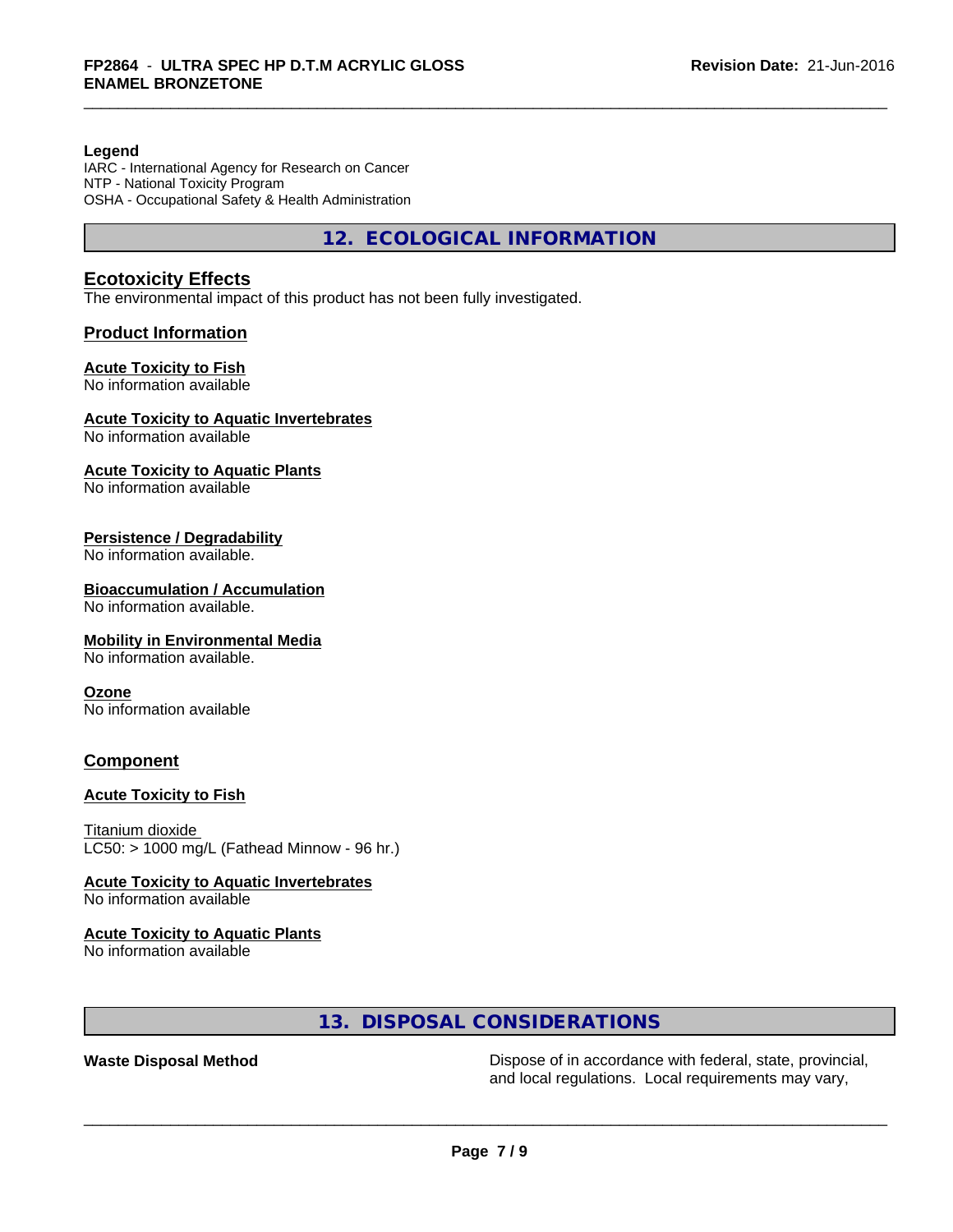**Legend**
IARC - International Agency for Research on Cancer
NTP - National Toxicity Program
OSHA - Occupational Safety & Health Administration

## 12. ECOLOGICAL INFORMATION

### Ecotoxicity Effects

The environmental impact of this product has not been fully investigated.

### Product Information

**Acute Toxicity to Fish**
No information available

**Acute Toxicity to Aquatic Invertebrates**
No information available

**Acute Toxicity to Aquatic Plants**
No information available

**Persistence / Degradability**
No information available.

**Bioaccumulation / Accumulation**
No information available.

**Mobility in Environmental Media**
No information available.

**Ozone**
No information available

### Component

**Acute Toxicity to Fish**

Titanium dioxide
LC50: > 1000 mg/L (Fathead Minnow - 96 hr.)

**Acute Toxicity to Aquatic Invertebrates**
No information available

**Acute Toxicity to Aquatic Plants**
No information available

## 13. DISPOSAL CONSIDERATIONS

**Waste Disposal Method**

Dispose of in accordance with federal, state, provincial, and local regulations. Local requirements may vary,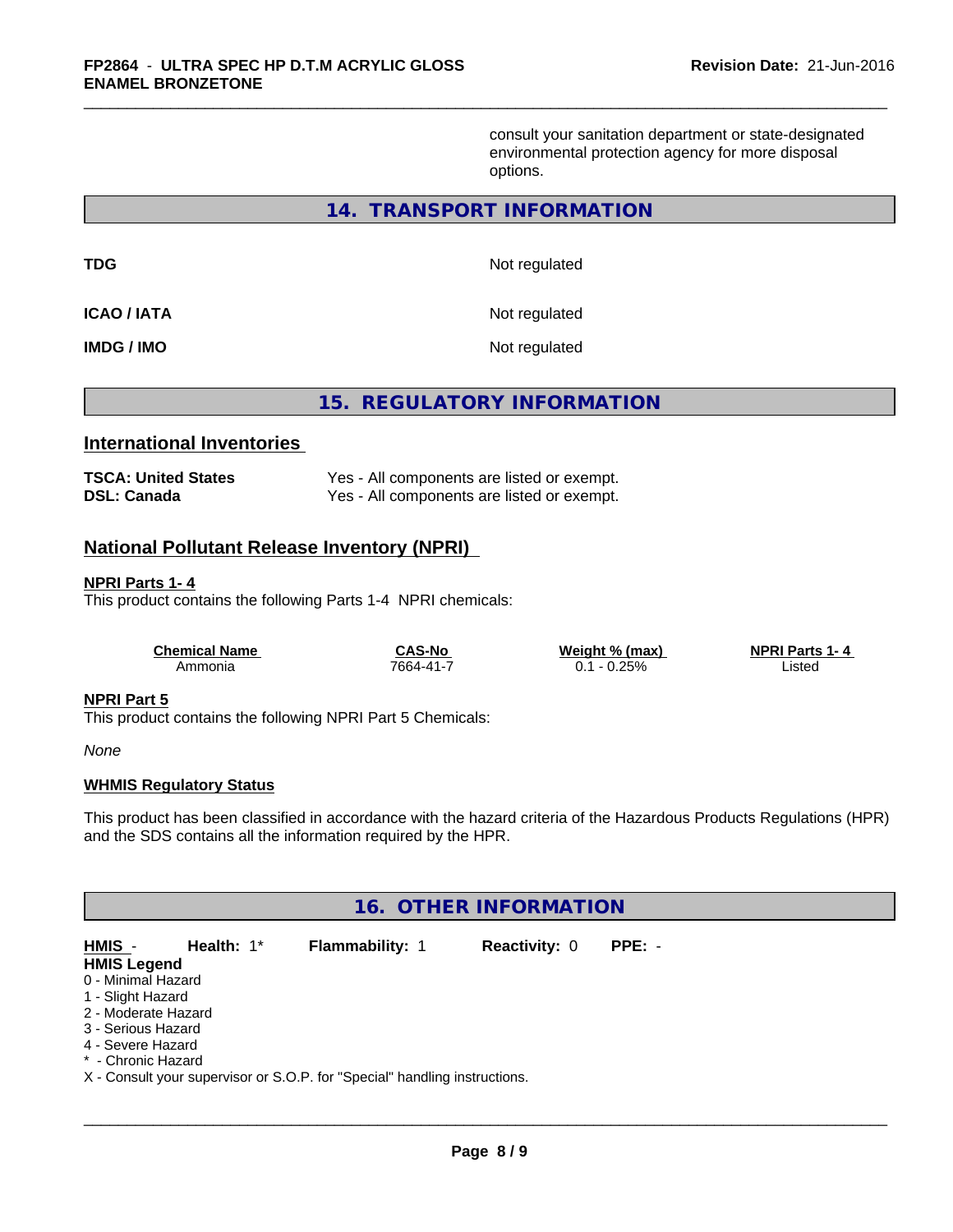consult your sanitation department or state-designated environmental protection agency for more disposal options.

## 14. TRANSPORT INFORMATION

| | |
|---|---|
| **TDG** | Not regulated |
| **ICAO / IATA** | Not regulated |
| **IMDG / IMO** | Not regulated |

## 15. REGULATORY INFORMATION

### International Inventories

| | |
|---|---|
| **TSCA: United States** | Yes - All components are listed or exempt. |
| **DSL: Canada** | Yes - All components are listed or exempt. |

### National Pollutant Release Inventory (NPRI)

**NPRI Parts 1- 4**

This product contains the following Parts 1-4 NPRI chemicals:

| Chemical Name | CAS-No | Weight % (max) | NPRI Parts 1- 4 |
|---|---|---|---|
| Ammonia | 7664-41-7 | 0.1 - 0.25% | Listed |

**NPRI Part 5**

This product contains the following NPRI Part 5 Chemicals:

*None*

**WHMIS Regulatory Status**

This product has been classified in accordance with the hazard criteria of the Hazardous Products Regulations (HPR) and the SDS contains all the information required by the HPR.

## 16. OTHER INFORMATION

**HMIS** - **Health:** 1* **Flammability:** 1 **Reactivity:** 0 **PPE:** -

**HMIS Legend**

0 - Minimal Hazard
1 - Slight Hazard
2 - Moderate Hazard
3 - Serious Hazard
4 - Severe Hazard
* - Chronic Hazard
X - Consult your supervisor or S.O.P. for "Special" handling instructions.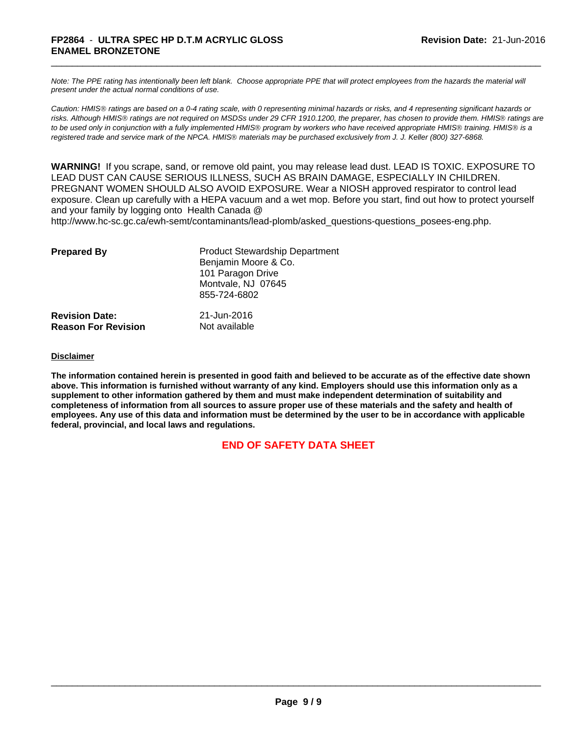*Note: The PPE rating has intentionally been left blank. Choose appropriate PPE that will protect employees from the hazards the material will present under the actual normal conditions of use.*

*Caution: HMIS® ratings are based on a 0-4 rating scale, with 0 representing minimal hazards or risks, and 4 representing significant hazards or risks. Although HMIS® ratings are not required on MSDSs under 29 CFR 1910.1200, the preparer, has chosen to provide them. HMIS® ratings are to be used only in conjunction with a fully implemented HMIS® program by workers who have received appropriate HMIS® training. HMIS® is a registered trade and service mark of the NPCA. HMIS® materials may be purchased exclusively from J. J. Keller (800) 327-6868.*

**WARNING!** If you scrape, sand, or remove old paint, you may release lead dust. LEAD IS TOXIC. EXPOSURE TO LEAD DUST CAN CAUSE SERIOUS ILLNESS, SUCH AS BRAIN DAMAGE, ESPECIALLY IN CHILDREN. PREGNANT WOMEN SHOULD ALSO AVOID EXPOSURE. Wear a NIOSH approved respirator to control lead exposure. Clean up carefully with a HEPA vacuum and a wet mop. Before you start, find out how to protect yourself and your family by logging onto Health Canada @ http://www.hc-sc.gc.ca/ewh-semt/contaminants/lead-plomb/asked_questions-questions_posees-eng.php.

| | |
|---|---|
| **Prepared By** | Product Stewardship Department<br>Benjamin Moore & Co.<br>101 Paragon Drive<br>Montvale, NJ 07645<br>855-724-6802 |
| **Revision Date:** | 21-Jun-2016 |
| **Reason For Revision** | Not available |

**Disclaimer**

**The information contained herein is presented in good faith and believed to be accurate as of the effective date shown above. This information is furnished without warranty of any kind. Employers should use this information only as a supplement to other information gathered by them and must make independent determination of suitability and completeness of information from all sources to assure proper use of these materials and the safety and health of employees. Any use of this data and information must be determined by the user to be in accordance with applicable federal, provincial, and local laws and regulations.**

**END OF SAFETY DATA SHEET**